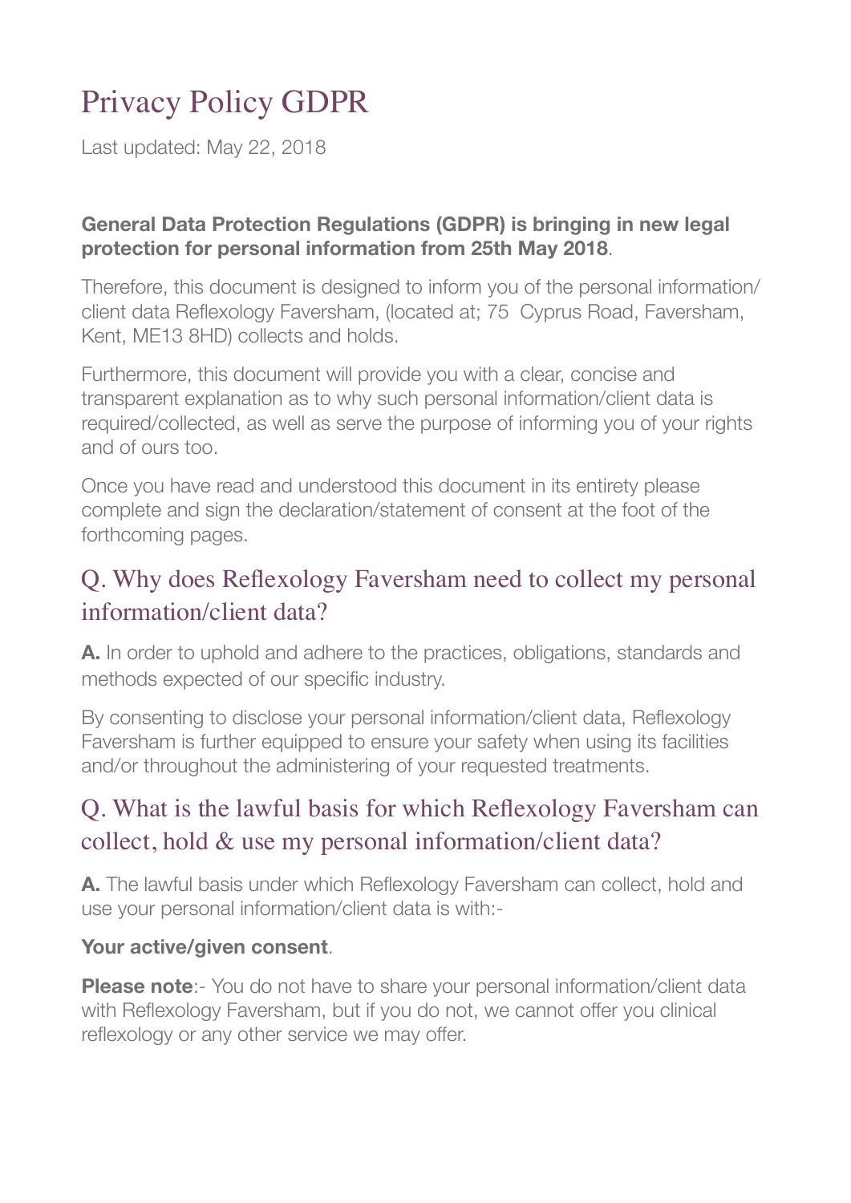# Privacy Policy GDPR

Last updated: May 22, 2018

**General Data Protection Regulations (GDPR) is bringing in new legal protection for personal information from 25th May 2018**.

Therefore, this document is designed to inform you of the personal information/client data Reflexology Faversham, (located at; 75 Cyprus Road, Faversham, Kent, ME13 8HD) collects and holds.

Furthermore, this document will provide you with a clear, concise and transparent explanation as to why such personal information/client data is required/collected, as well as serve the purpose of informing you of your rights and of ours too.

Once you have read and understood this document in its entirety please complete and sign the declaration/statement of consent at the foot of the forthcoming pages.

## Q. Why does Reflexology Faversham need to collect my personal information/client data?

**A.** In order to uphold and adhere to the practices, obligations, standards and methods expected of our specific industry.

By consenting to disclose your personal information/client data, Reflexology Faversham is further equipped to ensure your safety when using its facilities and/or throughout the administering of your requested treatments.

## Q. What is the lawful basis for which Reflexology Faversham can collect, hold & use my personal information/client data?

**A.** The lawful basis under which Reflexology Faversham can collect, hold and use your personal information/client data is with:-

**Your active/given consent**.

**Please note**:- You do not have to share your personal information/client data with Reflexology Faversham, but if you do not, we cannot offer you clinical reflexology or any other service we may offer.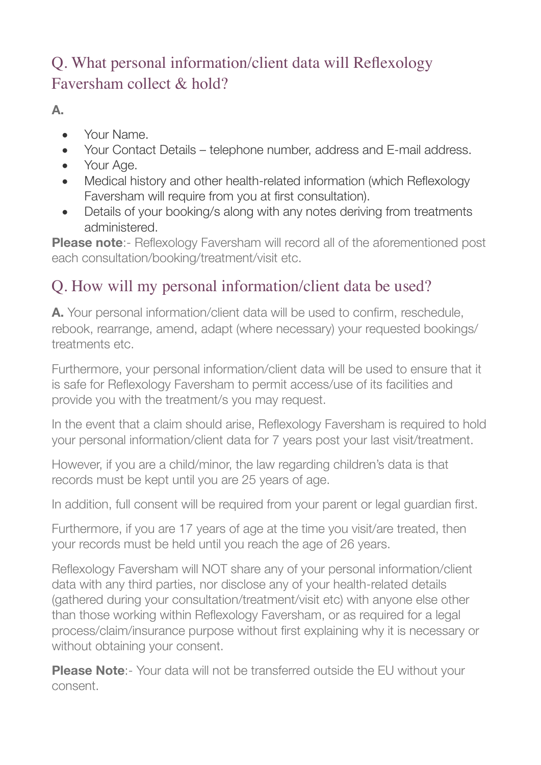## Q. What personal information/client data will Reflexology Faversham collect & hold?

**A.**

- Your Name.
- Your Contact Details – telephone number, address and E-mail address.
- Your Age.
- Medical history and other health-related information (which Reflexology Faversham will require from you at first consultation).
- Details of your booking/s along with any notes deriving from treatments administered.

**Please note**:- Reflexology Faversham will record all of the aforementioned post each consultation/booking/treatment/visit etc.

## Q. How will my personal information/client data be used?

**A.** Your personal information/client data will be used to confirm, reschedule, rebook, rearrange, amend, adapt (where necessary) your requested bookings/ treatments etc.

Furthermore, your personal information/client data will be used to ensure that it is safe for Reflexology Faversham to permit access/use of its facilities and provide you with the treatment/s you may request.

In the event that a claim should arise, Reflexology Faversham is required to hold your personal information/client data for 7 years post your last visit/treatment.

However, if you are a child/minor, the law regarding children's data is that records must be kept until you are 25 years of age.

In addition, full consent will be required from your parent or legal guardian first.

Furthermore, if you are 17 years of age at the time you visit/are treated, then your records must be held until you reach the age of 26 years.

Reflexology Faversham will NOT share any of your personal information/client data with any third parties, nor disclose any of your health-related details (gathered during your consultation/treatment/visit etc) with anyone else other than those working within Reflexology Faversham, or as required for a legal process/claim/insurance purpose without first explaining why it is necessary or without obtaining your consent.

**Please Note**:- Your data will not be transferred outside the EU without your consent.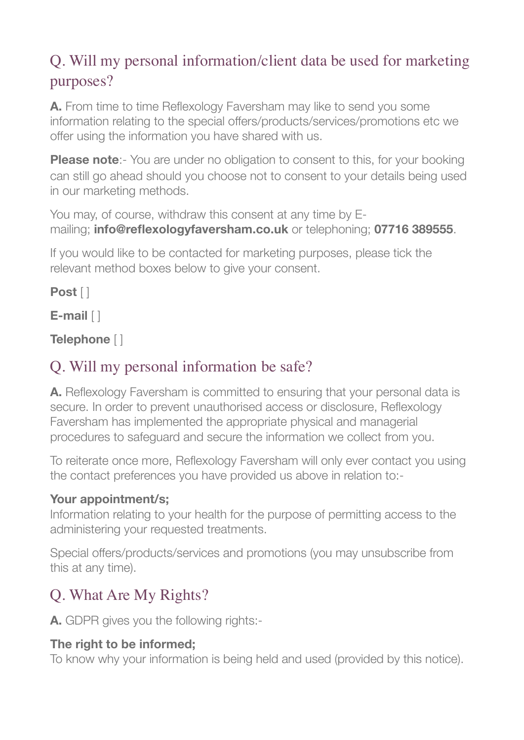## Q. Will my personal information/client data be used for marketing purposes?

**A.** From time to time Reflexology Faversham may like to send you some information relating to the special offers/products/services/promotions etc we offer using the information you have shared with us.

**Please note**:- You are under no obligation to consent to this, for your booking can still go ahead should you choose not to consent to your details being used in our marketing methods.

You may, of course, withdraw this consent at any time by E-mailing; **info@reflexologyfaversham.co.uk** or telephoning; **07716 389555**.

If you would like to be contacted for marketing purposes, please tick the relevant method boxes below to give your consent.

**Post** [ ]

**E-mail** [ ]

**Telephone** [ ]

## Q. Will my personal information be safe?

**A.** Reflexology Faversham is committed to ensuring that your personal data is secure. In order to prevent unauthorised access or disclosure, Reflexology Faversham has implemented the appropriate physical and managerial procedures to safeguard and secure the information we collect from you.

To reiterate once more, Reflexology Faversham will only ever contact you using the contact preferences you have provided us above in relation to:-

**Your appointment/s;**
Information relating to your health for the purpose of permitting access to the administering your requested treatments.

Special offers/products/services and promotions (you may unsubscribe from this at any time).

## Q. What Are My Rights?

**A.** GDPR gives you the following rights:-

**The right to be informed;**
To know why your information is being held and used (provided by this notice).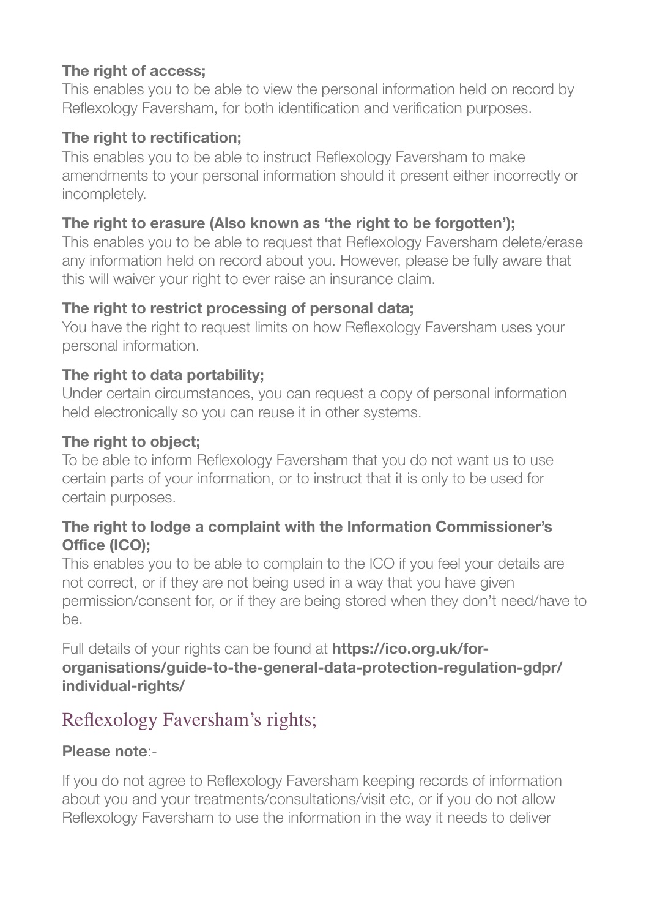**The right of access;**
This enables you to be able to view the personal information held on record by Reflexology Faversham, for both identification and verification purposes.

**The right to rectification;**
This enables you to be able to instruct Reflexology Faversham to make amendments to your personal information should it present either incorrectly or incompletely.

**The right to erasure (Also known as 'the right to be forgotten');**
This enables you to be able to request that Reflexology Faversham delete/erase any information held on record about you. However, please be fully aware that this will waiver your right to ever raise an insurance claim.

**The right to restrict processing of personal data;**
You have the right to request limits on how Reflexology Faversham uses your personal information.

**The right to data portability;**
Under certain circumstances, you can request a copy of personal information held electronically so you can reuse it in other systems.

**The right to object;**
To be able to inform Reflexology Faversham that you do not want us to use certain parts of your information, or to instruct that it is only to be used for certain purposes.

**The right to lodge a complaint with the Information Commissioner's Office (ICO);**
This enables you to be able to complain to the ICO if you feel your details are not correct, or if they are not being used in a way that you have given permission/consent for, or if they are being stored when they don't need/have to be.

Full details of your rights can be found at **https://ico.org.uk/for-organisations/guide-to-the-general-data-protection-regulation-gdpr/individual-rights/**

## Reflexology Faversham's rights;

**Please note**:-

If you do not agree to Reflexology Faversham keeping records of information about you and your treatments/consultations/visit etc, or if you do not allow Reflexology Faversham to use the information in the way it needs to deliver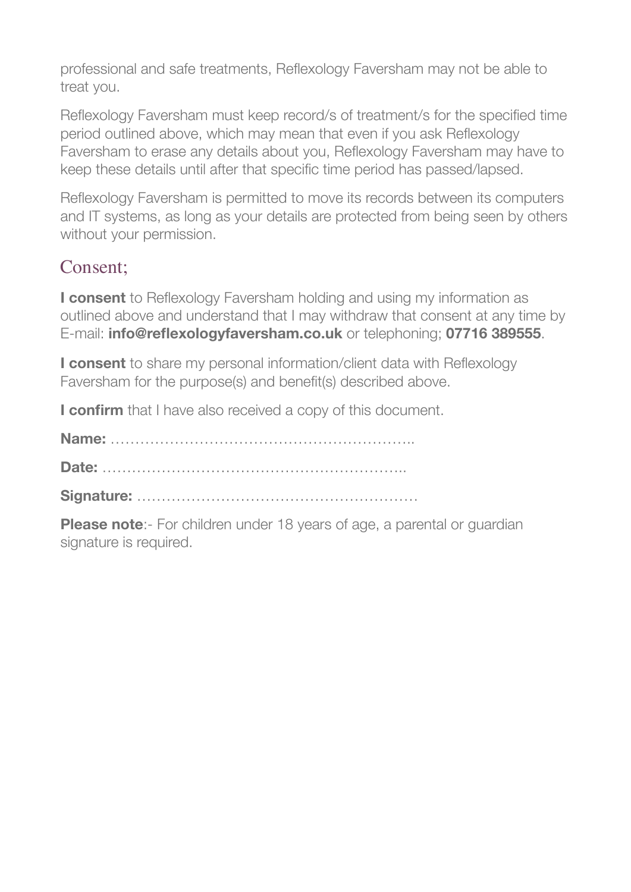professional and safe treatments, Reflexology Faversham may not be able to treat you.

Reflexology Faversham must keep record/s of treatment/s for the specified time period outlined above, which may mean that even if you ask Reflexology Faversham to erase any details about you, Reflexology Faversham may have to keep these details until after that specific time period has passed/lapsed.

Reflexology Faversham is permitted to move its records between its computers and IT systems, as long as your details are protected from being seen by others without your permission.

## Consent;

**I consent** to Reflexology Faversham holding and using my information as outlined above and understand that I may withdraw that consent at any time by E-mail: **info@reflexologyfaversham.co.uk** or telephoning; **07716 389555**.

**I consent** to share my personal information/client data with Reflexology Faversham for the purpose(s) and benefit(s) described above.

**I confirm** that I have also received a copy of this document.

**Name:** ……………………………………………………..

**Date:** ……………………………………………………..

**Signature:** …………………………………………………

**Please note**:- For children under 18 years of age, a parental or guardian signature is required.